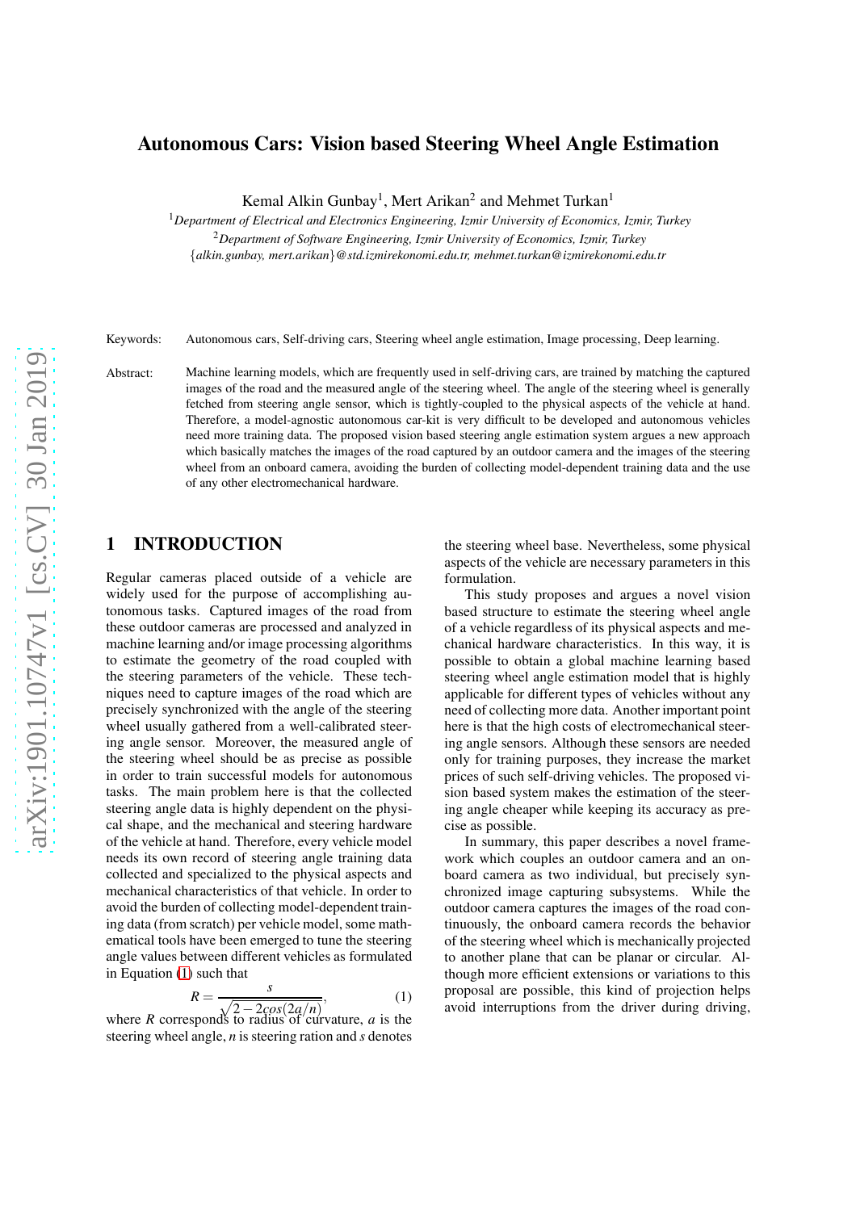# Autonomous Cars: Vision based Steering Wheel Angle Estimation

Kemal Alkin Gunbay[1], Mert Arikan[2] and Mehmet Turkan[1]

[1] *Department of Electrical and Electronics Engineering, Izmir University of Economics, Izmir, Turkey*

[2] *Department of Software Engineering, Izmir University of Economics, Izmir, Turkey*

{*alkin.gunbay, mert.arikan*}*@std.izmirekonomi.edu.tr, mehmet.turkan@izmirekonomi.edu.tr*

Keywords: Autonomous cars, Self-driving cars, Steering wheel angle estimation, Image processing, Deep learning.

Abstract: Machine learning models, which are frequently used in self-driving cars, are trained by matching the captured images of the road and the measured angle of the steering wheel. The angle of the steering wheel is generally fetched from steering angle sensor, which is tightly-coupled to the physical aspects of the vehicle at hand. Therefore, a model-agnostic autonomous car-kit is very difficult to be developed and autonomous vehicles need more training data. The proposed vision based steering angle estimation system argues a new approach which basically matches the images of the road captured by an outdoor camera and the images of the steering wheel from an onboard camera, avoiding the burden of collecting model-dependent training data and the use of any other electromechanical hardware.

## 1 INTRODUCTION

Regular cameras placed outside of a vehicle are widely used for the purpose of accomplishing autonomous tasks. Captured images of the road from these outdoor cameras are processed and analyzed in machine learning and/or image processing algorithms to estimate the geometry of the road coupled with the steering parameters of the vehicle. These techniques need to capture images of the road which are precisely synchronized with the angle of the steering wheel usually gathered from a well-calibrated steering angle sensor. Moreover, the measured angle of the steering wheel should be as precise as possible in order to train successful models for autonomous tasks. The main problem here is that the collected steering angle data is highly dependent on the physical shape, and the mechanical and steering hardware of the vehicle at hand. Therefore, every vehicle model needs its own record of steering angle training data collected and specialized to the physical aspects and mechanical characteristics of that vehicle. In order to avoid the burden of collecting model-dependent training data (from scratch) per vehicle model, some mathematical tools have been emerged to tune the steering angle values between different vehicles as formulated in Equation (1) such that

$$R = \frac{s}{\sqrt{2 - 2cos(2a/n)}}, \tag{1}$$

where $R$ corresponds to radius of curvature, $a$ is the steering wheel angle, $n$ is steering ration and $s$ denotes the steering wheel base. Nevertheless, some physical aspects of the vehicle are necessary parameters in this formulation.

This study proposes and argues a novel vision based structure to estimate the steering wheel angle of a vehicle regardless of its physical aspects and mechanical hardware characteristics. In this way, it is possible to obtain a global machine learning based steering wheel angle estimation model that is highly applicable for different types of vehicles without any need of collecting more data. Another important point here is that the high costs of electromechanical steering angle sensors. Although these sensors are needed only for training purposes, they increase the market prices of such self-driving vehicles. The proposed vision based system makes the estimation of the steering angle cheaper while keeping its accuracy as precise as possible.

In summary, this paper describes a novel framework which couples an outdoor camera and an onboard camera as two individual, but precisely synchronized image capturing subsystems. While the outdoor camera captures the images of the road continuously, the onboard camera records the behavior of the steering wheel which is mechanically projected to another plane that can be planar or circular. Although more efficient extensions or variations to this proposal are possible, this kind of projection helps avoid interruptions from the driver during driving,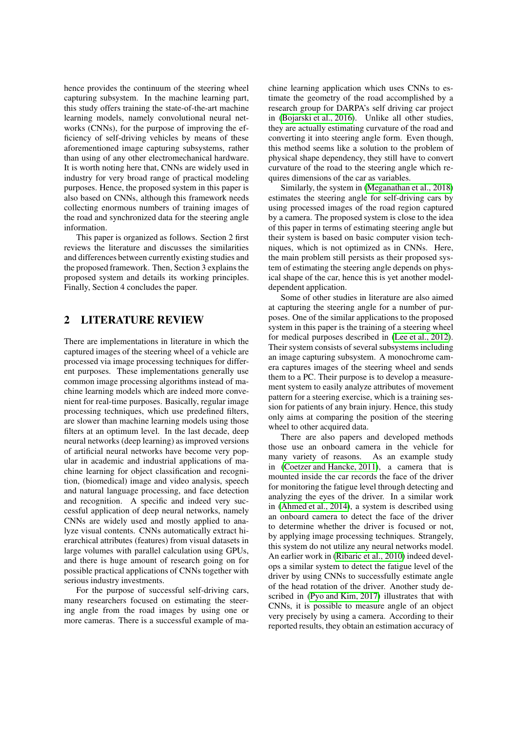hence provides the continuum of the steering wheel capturing subsystem. In the machine learning part, this study offers training the state-of-the-art machine learning models, namely convolutional neural networks (CNNs), for the purpose of improving the efficiency of self-driving vehicles by means of these aforementioned image capturing subsystems, rather than using of any other electromechanical hardware. It is worth noting here that, CNNs are widely used in industry for very broad range of practical modeling purposes. Hence, the proposed system in this paper is also based on CNNs, although this framework needs collecting enormous numbers of training images of the road and synchronized data for the steering angle information.

This paper is organized as follows. Section 2 first reviews the literature and discusses the similarities and differences between currently existing studies and the proposed framework. Then, Section 3 explains the proposed system and details its working principles. Finally, Section 4 concludes the paper.

## 2 LITERATURE REVIEW

There are implementations in literature in which the captured images of the steering wheel of a vehicle are processed via image processing techniques for different purposes. These implementations generally use common image processing algorithms instead of machine learning models which are indeed more convenient for real-time purposes. Basically, regular image processing techniques, which use predefined filters, are slower than machine learning models using those filters at an optimum level. In the last decade, deep neural networks (deep learning) as improved versions of artificial neural networks have become very popular in academic and industrial applications of machine learning for object classification and recognition, (biomedical) image and video analysis, speech and natural language processing, and face detection and recognition. A specific and indeed very successful application of deep neural networks, namely CNNs are widely used and mostly applied to analyze visual contents. CNNs automatically extract hierarchical attributes (features) from visual datasets in large volumes with parallel calculation using GPUs, and there is huge amount of research going on for possible practical applications of CNNs together with serious industry investments.

For the purpose of successful self-driving cars, many researchers focused on estimating the steering angle from the road images by using one or more cameras. There is a successful example of machine learning application which uses CNNs to estimate the geometry of the road accomplished by a research group for DARPA's self driving car project in (Bojarski et al., 2016). Unlike all other studies, they are actually estimating curvature of the road and converting it into steering angle form. Even though, this method seems like a solution to the problem of physical shape dependency, they still have to convert curvature of the road to the steering angle which requires dimensions of the car as variables.

Similarly, the system in (Meganathan et al., 2018) estimates the steering angle for self-driving cars by using processed images of the road region captured by a camera. The proposed system is close to the idea of this paper in terms of estimating steering angle but their system is based on basic computer vision techniques, which is not optimized as in CNNs. Here, the main problem still persists as their proposed system of estimating the steering angle depends on physical shape of the car, hence this is yet another model-dependent application.

Some of other studies in literature are also aimed at capturing the steering angle for a number of purposes. One of the similar applications to the proposed system in this paper is the training of a steering wheel for medical purposes described in (Lee et al., 2012). Their system consists of several subsystems including an image capturing subsystem. A monochrome camera captures images of the steering wheel and sends them to a PC. Their purpose is to develop a measurement system to easily analyze attributes of movement pattern for a steering exercise, which is a training session for patients of any brain injury. Hence, this study only aims at comparing the position of the steering wheel to other acquired data.

There are also papers and developed methods those use an onboard camera in the vehicle for many variety of reasons. As an example study in (Coetzer and Hancke, 2011), a camera that is mounted inside the car records the face of the driver for monitoring the fatigue level through detecting and analyzing the eyes of the driver. In a similar work in (Ahmed et al., 2014), a system is described using an onboard camera to detect the face of the driver to determine whether the driver is focused or not, by applying image processing techniques. Strangely, this system do not utilize any neural networks model. An earlier work in (Ribaric et al., 2010) indeed develops a similar system to detect the fatigue level of the driver by using CNNs to successfully estimate angle of the head rotation of the driver. Another study described in (Pyo and Kim, 2017) illustrates that with CNNs, it is possible to measure angle of an object very precisely by using a camera. According to their reported results, they obtain an estimation accuracy of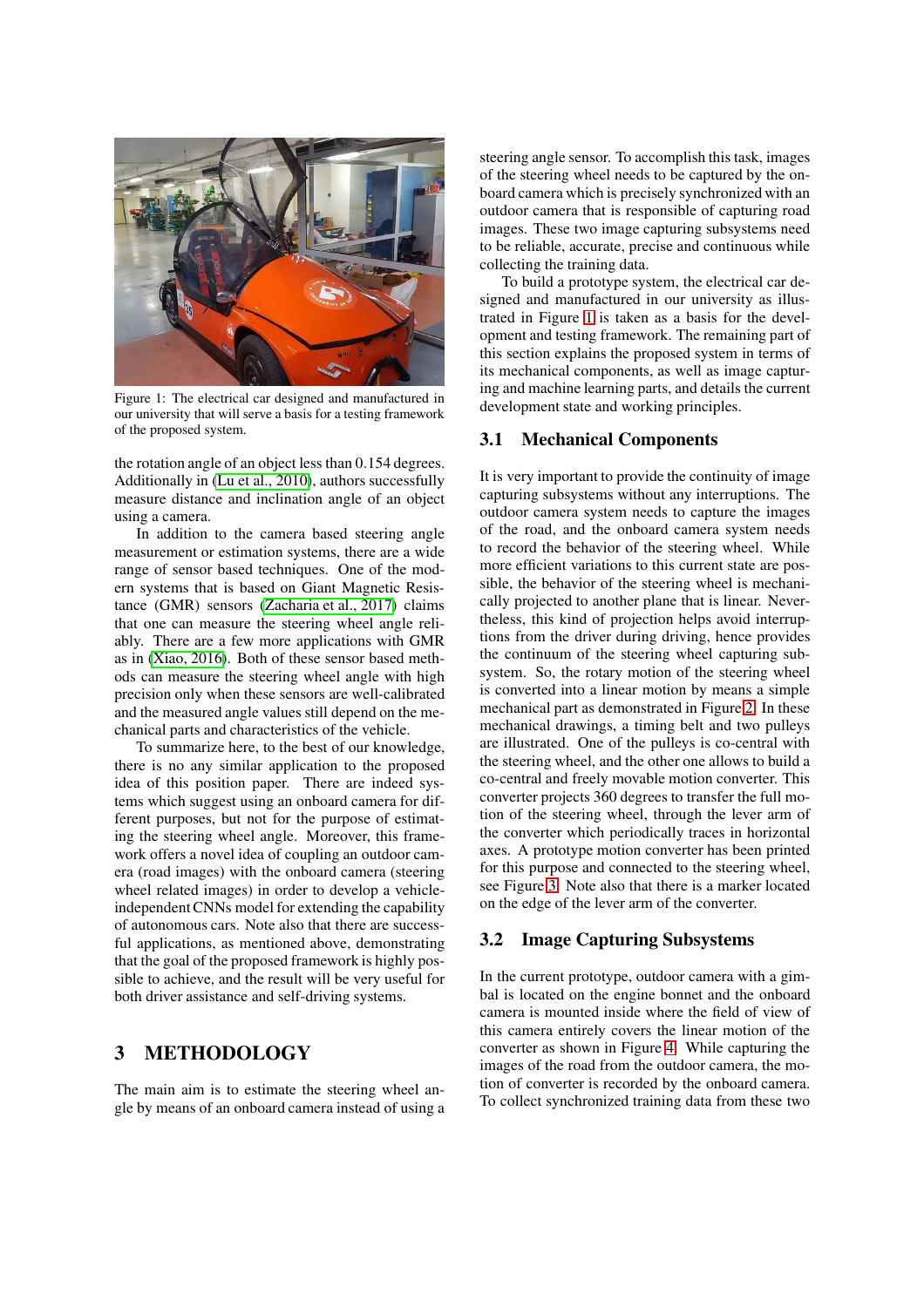Figure 1: The electrical car designed and manufactured in our university that will serve a basis for a testing framework of the proposed system.

the rotation angle of an object less than 0.154 degrees. Additionally in (Lu et al., 2010), authors successfully measure distance and inclination angle of an object using a camera.

In addition to the camera based steering angle measurement or estimation systems, there are a wide range of sensor based techniques. One of the modern systems that is based on Giant Magnetic Resistance (GMR) sensors (Zacharia et al., 2017) claims that one can measure the steering wheel angle reliably. There are a few more applications with GMR as in (Xiao, 2016). Both of these sensor based methods can measure the steering wheel angle with high precision only when these sensors are well-calibrated and the measured angle values still depend on the mechanical parts and characteristics of the vehicle.

To summarize here, to the best of our knowledge, there is no any similar application to the proposed idea of this position paper. There are indeed systems which suggest using an onboard camera for different purposes, but not for the purpose of estimating the steering wheel angle. Moreover, this framework offers a novel idea of coupling an outdoor camera (road images) with the onboard camera (steering wheel related images) in order to develop a vehicle-independent CNNs model for extending the capability of autonomous cars. Note also that there are successful applications, as mentioned above, demonstrating that the goal of the proposed framework is highly possible to achieve, and the result will be very useful for both driver assistance and self-driving systems.

# 3 METHODOLOGY

The main aim is to estimate the steering wheel angle by means of an onboard camera instead of using a steering angle sensor. To accomplish this task, images of the steering wheel needs to be captured by the onboard camera which is precisely synchronized with an outdoor camera that is responsible of capturing road images. These two image capturing subsystems need to be reliable, accurate, precise and continuous while collecting the training data.

To build a prototype system, the electrical car designed and manufactured in our university as illustrated in Figure 1 is taken as a basis for the development and testing framework. The remaining part of this section explains the proposed system in terms of its mechanical components, as well as image capturing and machine learning parts, and details the current development state and working principles.

## 3.1 Mechanical Components

It is very important to provide the continuity of image capturing subsystems without any interruptions. The outdoor camera system needs to capture the images of the road, and the onboard camera system needs to record the behavior of the steering wheel. While more efficient variations to this current state are possible, the behavior of the steering wheel is mechanically projected to another plane that is linear. Nevertheless, this kind of projection helps avoid interruptions from the driver during driving, hence provides the continuum of the steering wheel capturing subsystem. So, the rotary motion of the steering wheel is converted into a linear motion by means a simple mechanical part as demonstrated in Figure 2. In these mechanical drawings, a timing belt and two pulleys are illustrated. One of the pulleys is co-central with the steering wheel, and the other one allows to build a co-central and freely movable motion converter. This converter projects 360 degrees to transfer the full motion of the steering wheel, through the lever arm of the converter which periodically traces in horizontal axes. A prototype motion converter has been printed for this purpose and connected to the steering wheel, see Figure 3. Note also that there is a marker located on the edge of the lever arm of the converter.

## 3.2 Image Capturing Subsystems

In the current prototype, outdoor camera with a gimbal is located on the engine bonnet and the onboard camera is mounted inside where the field of view of this camera entirely covers the linear motion of the converter as shown in Figure 4. While capturing the images of the road from the outdoor camera, the motion of converter is recorded by the onboard camera. To collect synchronized training data from these two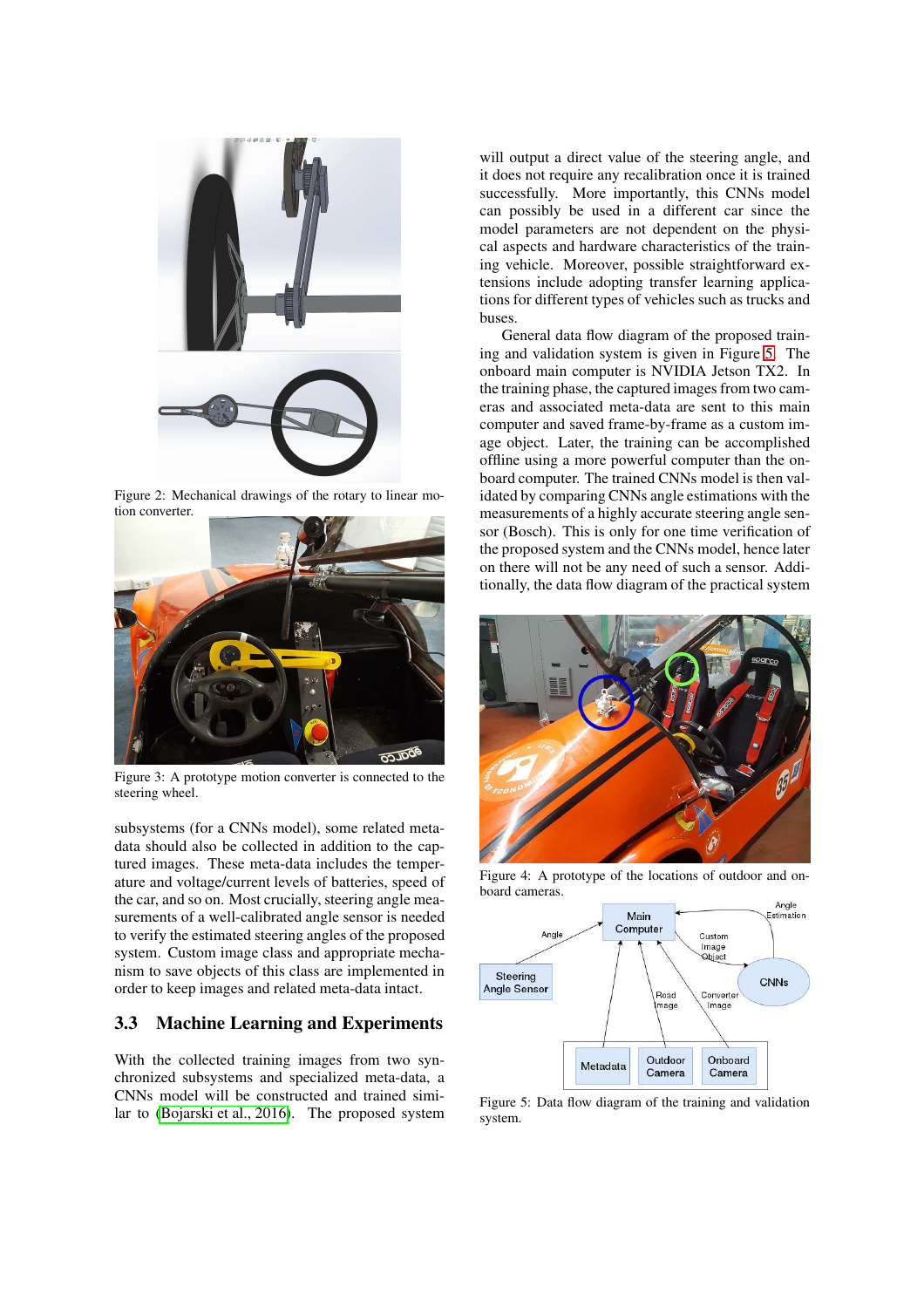Figure 2: Mechanical drawings of the rotary to linear motion converter.

Figure 3: A prototype motion converter is connected to the steering wheel.

subsystems (for a CNNs model), some related meta-data should also be collected in addition to the captured images. These meta-data includes the temperature and voltage/current levels of batteries, speed of the car, and so on. Most crucially, steering angle measurements of a well-calibrated angle sensor is needed to verify the estimated steering angles of the proposed system. Custom image class and appropriate mechanism to save objects of this class are implemented in order to keep images and related meta-data intact.

### 3.3 Machine Learning and Experiments

With the collected training images from two synchronized subsystems and specialized meta-data, a CNNs model will be constructed and trained similar to (Bojarski et al., 2016). The proposed system will output a direct value of the steering angle, and it does not require any recalibration once it is trained successfully. More importantly, this CNNs model can possibly be used in a different car since the model parameters are not dependent on the physical aspects and hardware characteristics of the training vehicle. Moreover, possible straightforward extensions include adopting transfer learning applications for different types of vehicles such as trucks and buses.

General data flow diagram of the proposed training and validation system is given in Figure 5. The onboard main computer is NVIDIA Jetson TX2. In the training phase, the captured images from two cameras and associated meta-data are sent to this main computer and saved frame-by-frame as a custom image object. Later, the training can be accomplished offline using a more powerful computer than the onboard computer. The trained CNNs model is then validated by comparing CNNs angle estimations with the measurements of a highly accurate steering angle sensor (Bosch). This is only for one time verification of the proposed system and the CNNs model, hence later on there will not be any need of such a sensor. Additionally, the data flow diagram of the practical system

Figure 4: A prototype of the locations of outdoor and onboard cameras.

Figure 5: Data flow diagram of the training and validation system.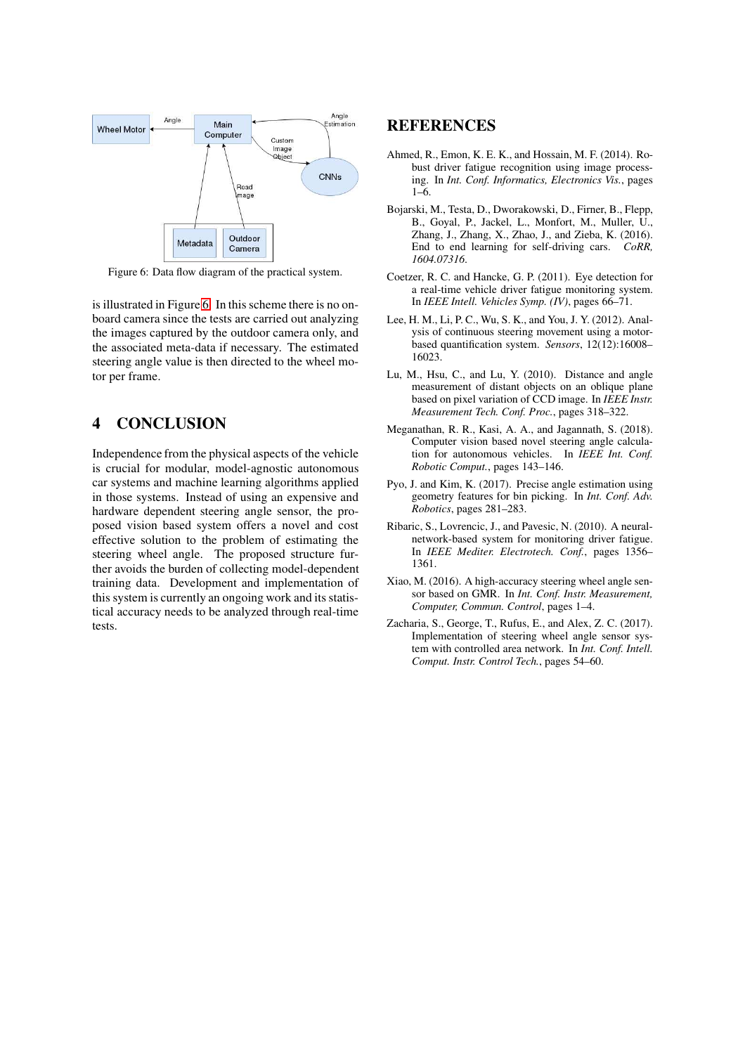Wheel Motor

Angle

Main Computer

Angle Estimation

Custom Image Object

CNNs

Road Image

Metadata

Outdoor Camera

Figure 6: Data flow diagram of the practical system.

is illustrated in Figure 6. In this scheme there is no onboard camera since the tests are carried out analyzing the images captured by the outdoor camera only, and the associated meta-data if necessary. The estimated steering angle value is then directed to the wheel motor per frame.

## 4 CONCLUSION

Independence from the physical aspects of the vehicle is crucial for modular, model-agnostic autonomous car systems and machine learning algorithms applied in those systems. Instead of using an expensive and hardware dependent steering angle sensor, the proposed vision based system offers a novel and cost effective solution to the problem of estimating the steering wheel angle. The proposed structure further avoids the burden of collecting model-dependent training data. Development and implementation of this system is currently an ongoing work and its statistical accuracy needs to be analyzed through real-time tests.

## REFERENCES

Ahmed, R., Emon, K. E. K., and Hossain, M. F. (2014). Robust driver fatigue recognition using image processing. In *Int. Conf. Informatics, Electronics Vis.*, pages 1–6.

Bojarski, M., Testa, D., Dworakowski, D., Firner, B., Flepp, B., Goyal, P., Jackel, L., Monfort, M., Muller, U., Zhang, J., Zhang, X., Zhao, J., and Zieba, K. (2016). End to end learning for self-driving cars. *CoRR, 1604.07316*.

Coetzer, R. C. and Hancke, G. P. (2011). Eye detection for a real-time vehicle driver fatigue monitoring system. In *IEEE Intell. Vehicles Symp. (IV)*, pages 66–71.

Lee, H. M., Li, P. C., Wu, S. K., and You, J. Y. (2012). Analysis of continuous steering movement using a motor-based quantification system. *Sensors*, 12(12):16008–16023.

Lu, M., Hsu, C., and Lu, Y. (2010). Distance and angle measurement of distant objects on an oblique plane based on pixel variation of CCD image. In *IEEE Instr. Measurement Tech. Conf. Proc.*, pages 318–322.

Meganathan, R. R., Kasi, A. A., and Jagannath, S. (2018). Computer vision based novel steering angle calculation for autonomous vehicles. In *IEEE Int. Conf. Robotic Comput.*, pages 143–146.

Pyo, J. and Kim, K. (2017). Precise angle estimation using geometry features for bin picking. In *Int. Conf. Adv. Robotics*, pages 281–283.

Ribaric, S., Lovrencic, J., and Pavesic, N. (2010). A neural-network-based system for monitoring driver fatigue. In *IEEE Mediter. Electrotech. Conf.*, pages 1356–1361.

Xiao, M. (2016). A high-accuracy steering wheel angle sensor based on GMR. In *Int. Conf. Instr. Measurement, Computer, Commun. Control*, pages 1–4.

Zacharia, S., George, T., Rufus, E., and Alex, Z. C. (2017). Implementation of steering wheel angle sensor system with controlled area network. In *Int. Conf. Intell. Comput. Instr. Control Tech.*, pages 54–60.